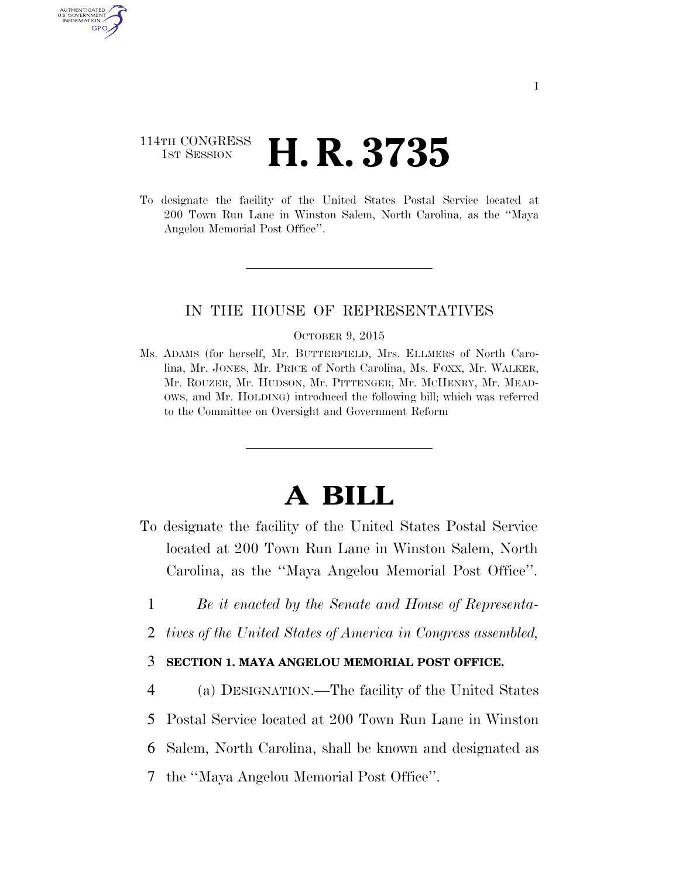114TH CONGRESS
1ST SESSION

# H. R. 3735

To designate the facility of the United States Postal Service located at 200 Town Run Lane in Winston Salem, North Carolina, as the ''Maya Angelou Memorial Post Office''.

IN THE HOUSE OF REPRESENTATIVES

OCTOBER 9, 2015

Ms. ADAMS (for herself, Mr. BUTTERFIELD, Mrs. ELLMERS of North Carolina, Mr. JONES, Mr. PRICE of North Carolina, Ms. FOXX, Mr. WALKER, Mr. ROUZER, Mr. HUDSON, Mr. PITTENGER, Mr. MCHENRY, Mr. MEADOWS, and Mr. HOLDING) introduced the following bill; which was referred to the Committee on Oversight and Government Reform

# A BILL

To designate the facility of the United States Postal Service located at 200 Town Run Lane in Winston Salem, North Carolina, as the ''Maya Angelou Memorial Post Office''.

1 *Be it enacted by the Senate and House of Representa-*
2 *tives of the United States of America in Congress assembled,*

3 **SECTION 1. MAYA ANGELOU MEMORIAL POST OFFICE.**

4 (a) DESIGNATION.—The facility of the United States
5 Postal Service located at 200 Town Run Lane in Winston
6 Salem, North Carolina, shall be known and designated as
7 the ''Maya Angelou Memorial Post Office''.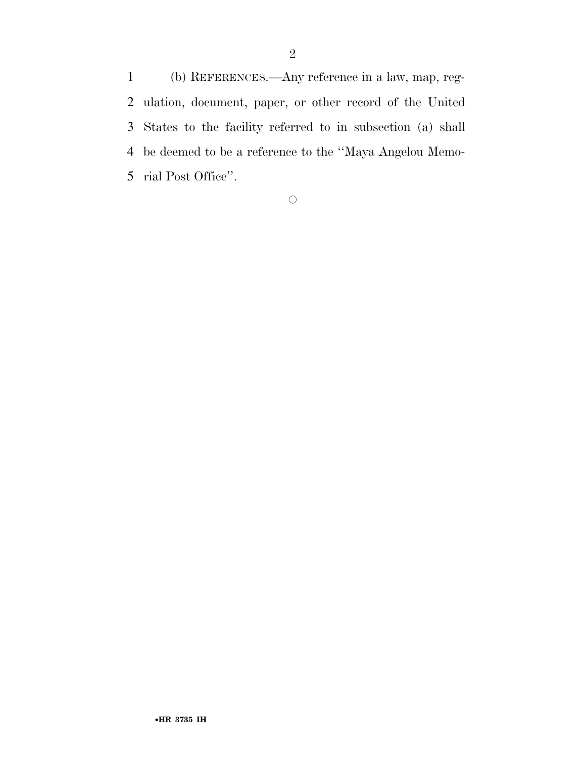(b) REFERENCES.—Any reference in a law, map, regulation, document, paper, or other record of the United States to the facility referred to in subsection (a) shall be deemed to be a reference to the ''Maya Angelou Memorial Post Office''.

○